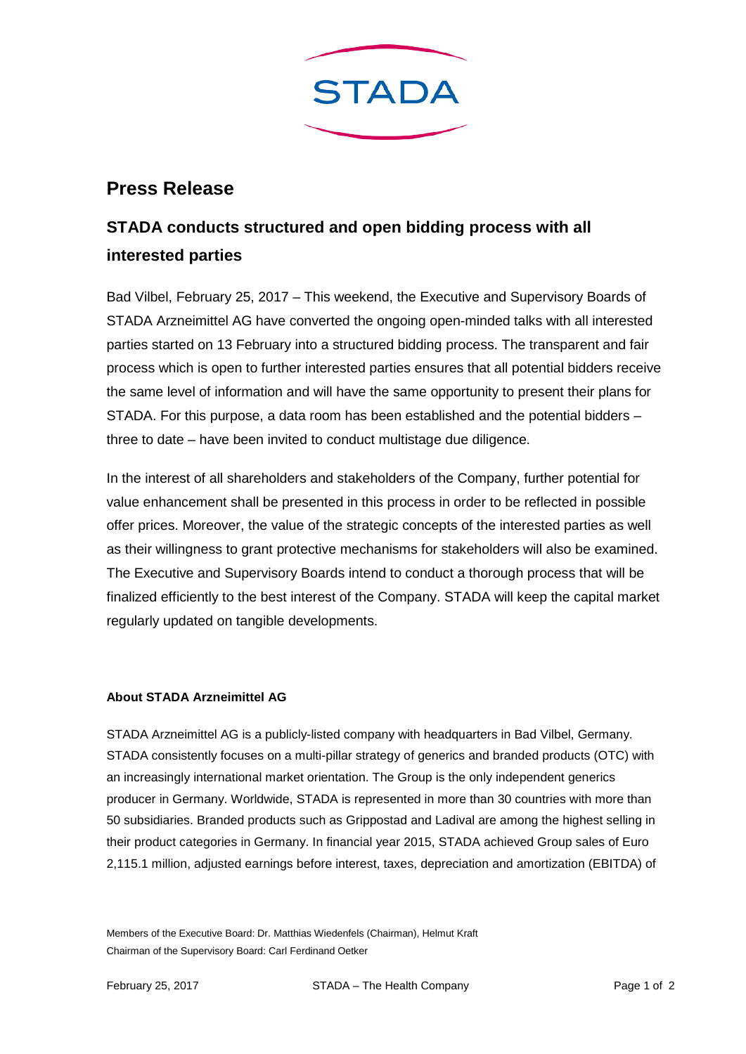STADA

# Press Release

## STADA conducts structured and open bidding process with all interested parties

Bad Vilbel, February 25, 2017 – This weekend, the Executive and Supervisory Boards of STADA Arzneimittel AG have converted the ongoing open-minded talks with all interested parties started on 13 February into a structured bidding process. The transparent and fair process which is open to further interested parties ensures that all potential bidders receive the same level of information and will have the same opportunity to present their plans for STADA. For this purpose, a data room has been established and the potential bidders – three to date – have been invited to conduct multistage due diligence.

In the interest of all shareholders and stakeholders of the Company, further potential for value enhancement shall be presented in this process in order to be reflected in possible offer prices. Moreover, the value of the strategic concepts of the interested parties as well as their willingness to grant protective mechanisms for stakeholders will also be examined. The Executive and Supervisory Boards intend to conduct a thorough process that will be finalized efficiently to the best interest of the Company. STADA will keep the capital market regularly updated on tangible developments.

**About STADA Arzneimittel AG**

STADA Arzneimittel AG is a publicly-listed company with headquarters in Bad Vilbel, Germany. STADA consistently focuses on a multi-pillar strategy of generics and branded products (OTC) with an increasingly international market orientation. The Group is the only independent generics producer in Germany. Worldwide, STADA is represented in more than 30 countries with more than 50 subsidiaries. Branded products such as Grippostad and Ladival are among the highest selling in their product categories in Germany. In financial year 2015, STADA achieved Group sales of Euro 2,115.1 million, adjusted earnings before interest, taxes, depreciation and amortization (EBITDA) of

Members of the Executive Board: Dr. Matthias Wiedenfels (Chairman), Helmut Kraft
Chairman of the Supervisory Board: Carl Ferdinand Oetker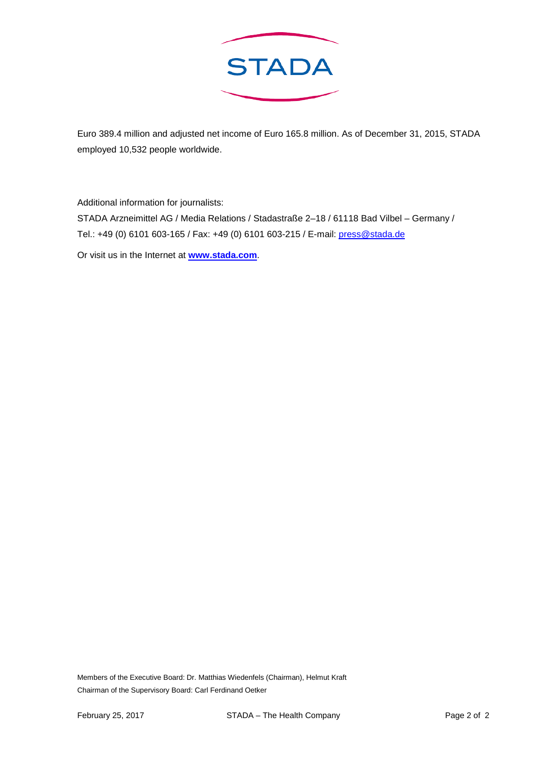Euro 389.4 million and adjusted net income of Euro 165.8 million. As of December 31, 2015, STADA employed 10,532 people worldwide.

Additional information for journalists:

STADA Arzneimittel AG / Media Relations / Stadastraße 2–18 / 61118 Bad Vilbel – Germany / Tel.: +49 (0) 6101 603-165 / Fax: +49 (0) 6101 603-215 / E-mail: press@stada.de

Or visit us in the Internet at **www.stada.com**.

Members of the Executive Board: Dr. Matthias Wiedenfels (Chairman), Helmut Kraft
Chairman of the Supervisory Board: Carl Ferdinand Oetker